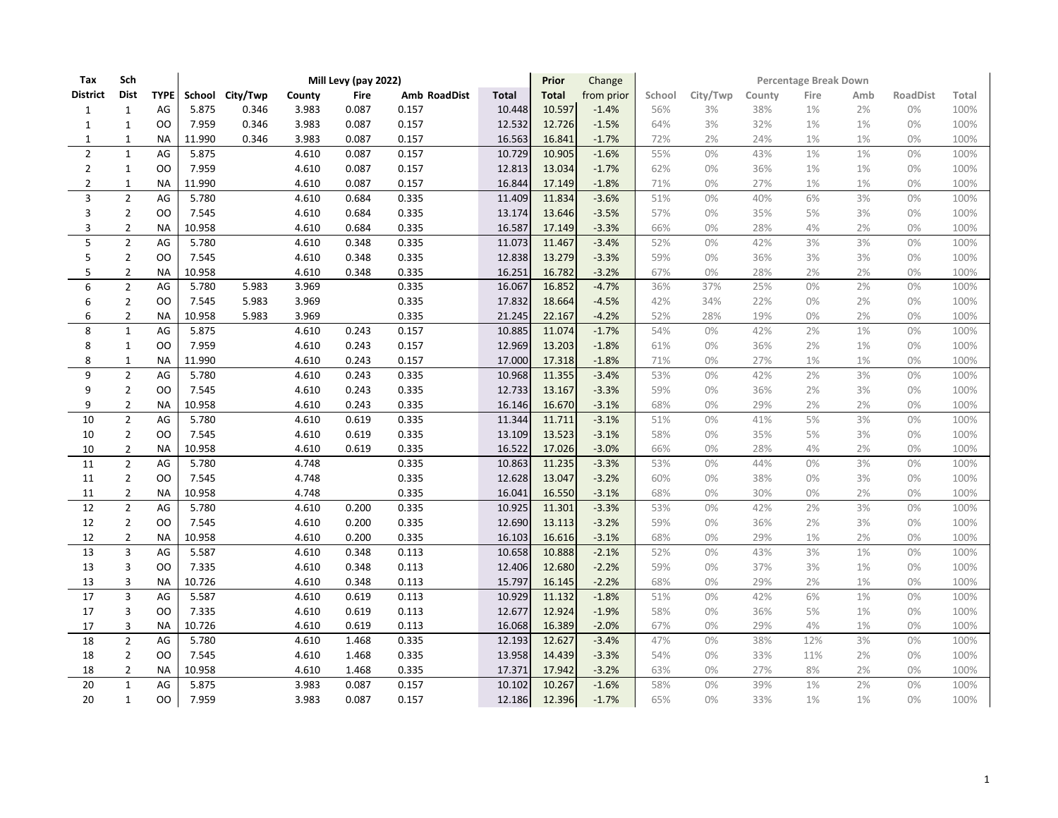| Tax | Sch | | Mill Levy (pay 2022) | | | | | | | Prior | Change | Percentage Break Down | | | | | | |
|---|---|---|---|---|---|---|---|---|---|---|---|---|---|---|---|---|---|---|
| District | Dist | TYPE | School | City/Twp | County | Fire | Amb | RoadDist | Total | Total | from prior | School | City/Twp | County | Fire | Amb | RoadDist | Total |
| 1 | 1 | AG | 5.875 | 0.346 | 3.983 | 0.087 | 0.157 | | 10.448 | 10.597 | -1.4% | 56% | 3% | 38% | 1% | 2% | 0% | 100% |
| 1 | 1 | OO | 7.959 | 0.346 | 3.983 | 0.087 | 0.157 | | 12.532 | 12.726 | -1.5% | 64% | 3% | 32% | 1% | 1% | 0% | 100% |
| 1 | 1 | NA | 11.990 | 0.346 | 3.983 | 0.087 | 0.157 | | 16.563 | 16.841 | -1.7% | 72% | 2% | 24% | 1% | 1% | 0% | 100% |
| 2 | 1 | AG | 5.875 | | 4.610 | 0.087 | 0.157 | | 10.729 | 10.905 | -1.6% | 55% | 0% | 43% | 1% | 1% | 0% | 100% |
| 2 | 1 | OO | 7.959 | | 4.610 | 0.087 | 0.157 | | 12.813 | 13.034 | -1.7% | 62% | 0% | 36% | 1% | 1% | 0% | 100% |
| 2 | 1 | NA | 11.990 | | 4.610 | 0.087 | 0.157 | | 16.844 | 17.149 | -1.8% | 71% | 0% | 27% | 1% | 1% | 0% | 100% |
| 3 | 2 | AG | 5.780 | | 4.610 | 0.684 | 0.335 | | 11.409 | 11.834 | -3.6% | 51% | 0% | 40% | 6% | 3% | 0% | 100% |
| 3 | 2 | OO | 7.545 | | 4.610 | 0.684 | 0.335 | | 13.174 | 13.646 | -3.5% | 57% | 0% | 35% | 5% | 3% | 0% | 100% |
| 3 | 2 | NA | 10.958 | | 4.610 | 0.684 | 0.335 | | 16.587 | 17.149 | -3.3% | 66% | 0% | 28% | 4% | 2% | 0% | 100% |
| 5 | 2 | AG | 5.780 | | 4.610 | 0.348 | 0.335 | | 11.073 | 11.467 | -3.4% | 52% | 0% | 42% | 3% | 3% | 0% | 100% |
| 5 | 2 | OO | 7.545 | | 4.610 | 0.348 | 0.335 | | 12.838 | 13.279 | -3.3% | 59% | 0% | 36% | 3% | 3% | 0% | 100% |
| 5 | 2 | NA | 10.958 | | 4.610 | 0.348 | 0.335 | | 16.251 | 16.782 | -3.2% | 67% | 0% | 28% | 2% | 2% | 0% | 100% |
| 6 | 2 | AG | 5.780 | 5.983 | 3.969 | | 0.335 | | 16.067 | 16.852 | -4.7% | 36% | 37% | 25% | 0% | 2% | 0% | 100% |
| 6 | 2 | OO | 7.545 | 5.983 | 3.969 | | 0.335 | | 17.832 | 18.664 | -4.5% | 42% | 34% | 22% | 0% | 2% | 0% | 100% |
| 6 | 2 | NA | 10.958 | 5.983 | 3.969 | | 0.335 | | 21.245 | 22.167 | -4.2% | 52% | 28% | 19% | 0% | 2% | 0% | 100% |
| 8 | 1 | AG | 5.875 | | 4.610 | 0.243 | 0.157 | | 10.885 | 11.074 | -1.7% | 54% | 0% | 42% | 2% | 1% | 0% | 100% |
| 8 | 1 | OO | 7.959 | | 4.610 | 0.243 | 0.157 | | 12.969 | 13.203 | -1.8% | 61% | 0% | 36% | 2% | 1% | 0% | 100% |
| 8 | 1 | NA | 11.990 | | 4.610 | 0.243 | 0.157 | | 17.000 | 17.318 | -1.8% | 71% | 0% | 27% | 1% | 1% | 0% | 100% |
| 9 | 2 | AG | 5.780 | | 4.610 | 0.243 | 0.335 | | 10.968 | 11.355 | -3.4% | 53% | 0% | 42% | 2% | 3% | 0% | 100% |
| 9 | 2 | OO | 7.545 | | 4.610 | 0.243 | 0.335 | | 12.733 | 13.167 | -3.3% | 59% | 0% | 36% | 2% | 3% | 0% | 100% |
| 9 | 2 | NA | 10.958 | | 4.610 | 0.243 | 0.335 | | 16.146 | 16.670 | -3.1% | 68% | 0% | 29% | 2% | 2% | 0% | 100% |
| 10 | 2 | AG | 5.780 | | 4.610 | 0.619 | 0.335 | | 11.344 | 11.711 | -3.1% | 51% | 0% | 41% | 5% | 3% | 0% | 100% |
| 10 | 2 | OO | 7.545 | | 4.610 | 0.619 | 0.335 | | 13.109 | 13.523 | -3.1% | 58% | 0% | 35% | 5% | 3% | 0% | 100% |
| 10 | 2 | NA | 10.958 | | 4.610 | 0.619 | 0.335 | | 16.522 | 17.026 | -3.0% | 66% | 0% | 28% | 4% | 2% | 0% | 100% |
| 11 | 2 | AG | 5.780 | | 4.748 | | 0.335 | | 10.863 | 11.235 | -3.3% | 53% | 0% | 44% | 0% | 3% | 0% | 100% |
| 11 | 2 | OO | 7.545 | | 4.748 | | 0.335 | | 12.628 | 13.047 | -3.2% | 60% | 0% | 38% | 0% | 3% | 0% | 100% |
| 11 | 2 | NA | 10.958 | | 4.748 | | 0.335 | | 16.041 | 16.550 | -3.1% | 68% | 0% | 30% | 0% | 2% | 0% | 100% |
| 12 | 2 | AG | 5.780 | | 4.610 | 0.200 | 0.335 | | 10.925 | 11.301 | -3.3% | 53% | 0% | 42% | 2% | 3% | 0% | 100% |
| 12 | 2 | OO | 7.545 | | 4.610 | 0.200 | 0.335 | | 12.690 | 13.113 | -3.2% | 59% | 0% | 36% | 2% | 3% | 0% | 100% |
| 12 | 2 | NA | 10.958 | | 4.610 | 0.200 | 0.335 | | 16.103 | 16.616 | -3.1% | 68% | 0% | 29% | 1% | 2% | 0% | 100% |
| 13 | 3 | AG | 5.587 | | 4.610 | 0.348 | 0.113 | | 10.658 | 10.888 | -2.1% | 52% | 0% | 43% | 3% | 1% | 0% | 100% |
| 13 | 3 | OO | 7.335 | | 4.610 | 0.348 | 0.113 | | 12.406 | 12.680 | -2.2% | 59% | 0% | 37% | 3% | 1% | 0% | 100% |
| 13 | 3 | NA | 10.726 | | 4.610 | 0.348 | 0.113 | | 15.797 | 16.145 | -2.2% | 68% | 0% | 29% | 2% | 1% | 0% | 100% |
| 17 | 3 | AG | 5.587 | | 4.610 | 0.619 | 0.113 | | 10.929 | 11.132 | -1.8% | 51% | 0% | 42% | 6% | 1% | 0% | 100% |
| 17 | 3 | OO | 7.335 | | 4.610 | 0.619 | 0.113 | | 12.677 | 12.924 | -1.9% | 58% | 0% | 36% | 5% | 1% | 0% | 100% |
| 17 | 3 | NA | 10.726 | | 4.610 | 0.619 | 0.113 | | 16.068 | 16.389 | -2.0% | 67% | 0% | 29% | 4% | 1% | 0% | 100% |
| 18 | 2 | AG | 5.780 | | 4.610 | 1.468 | 0.335 | | 12.193 | 12.627 | -3.4% | 47% | 0% | 38% | 12% | 3% | 0% | 100% |
| 18 | 2 | OO | 7.545 | | 4.610 | 1.468 | 0.335 | | 13.958 | 14.439 | -3.3% | 54% | 0% | 33% | 11% | 2% | 0% | 100% |
| 18 | 2 | NA | 10.958 | | 4.610 | 1.468 | 0.335 | | 17.371 | 17.942 | -3.2% | 63% | 0% | 27% | 8% | 2% | 0% | 100% |
| 20 | 1 | AG | 5.875 | | 3.983 | 0.087 | 0.157 | | 10.102 | 10.267 | -1.6% | 58% | 0% | 39% | 1% | 2% | 0% | 100% |
| 20 | 1 | OO | 7.959 | | 3.983 | 0.087 | 0.157 | | 12.186 | 12.396 | -1.7% | 65% | 0% | 33% | 1% | 1% | 0% | 100% |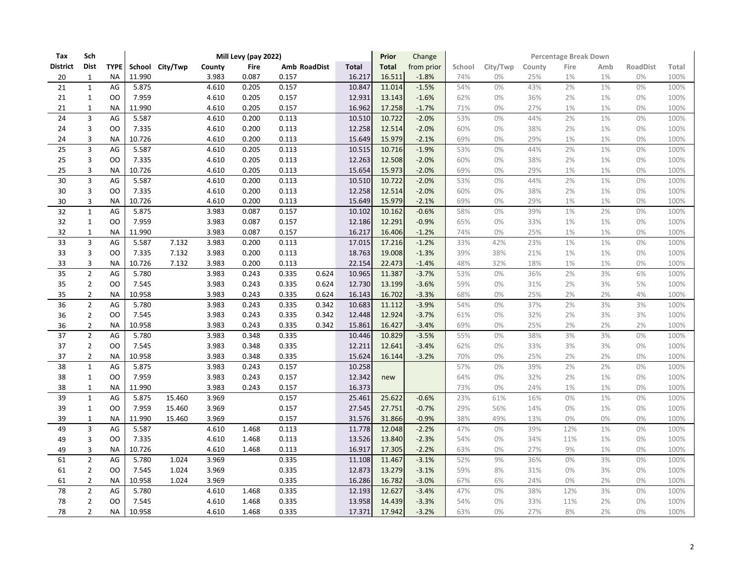| Tax | Sch | | Mill Levy (pay 2022) | | | | | | | Prior | Change | Percentage Break Down | | | | | | |
|---|---|---|---|---|---|---|---|---|---|---|---|---|---|---|---|---|---|---|
| District | Dist | TYPE | School | City/Twp | County | Fire | Amb | RoadDist | Total | Total | from prior | School | City/Twp | County | Fire | Amb | RoadDist | Total |
| 20 | 1 | NA | 11.990 | | 3.983 | 0.087 | 0.157 | | 16.217 | 16.511 | -1.8% | 74% | 0% | 25% | 1% | 1% | 0% | 100% |
| 21 | 1 | AG | 5.875 | | 4.610 | 0.205 | 0.157 | | 10.847 | 11.014 | -1.5% | 54% | 0% | 43% | 2% | 1% | 0% | 100% |
| 21 | 1 | OO | 7.959 | | 4.610 | 0.205 | 0.157 | | 12.931 | 13.143 | -1.6% | 62% | 0% | 36% | 2% | 1% | 0% | 100% |
| 21 | 1 | NA | 11.990 | | 4.610 | 0.205 | 0.157 | | 16.962 | 17.258 | -1.7% | 71% | 0% | 27% | 1% | 1% | 0% | 100% |
| 24 | 3 | AG | 5.587 | | 4.610 | 0.200 | 0.113 | | 10.510 | 10.722 | -2.0% | 53% | 0% | 44% | 2% | 1% | 0% | 100% |
| 24 | 3 | OO | 7.335 | | 4.610 | 0.200 | 0.113 | | 12.258 | 12.514 | -2.0% | 60% | 0% | 38% | 2% | 1% | 0% | 100% |
| 24 | 3 | NA | 10.726 | | 4.610 | 0.200 | 0.113 | | 15.649 | 15.979 | -2.1% | 69% | 0% | 29% | 1% | 1% | 0% | 100% |
| 25 | 3 | AG | 5.587 | | 4.610 | 0.205 | 0.113 | | 10.515 | 10.716 | -1.9% | 53% | 0% | 44% | 2% | 1% | 0% | 100% |
| 25 | 3 | OO | 7.335 | | 4.610 | 0.205 | 0.113 | | 12.263 | 12.508 | -2.0% | 60% | 0% | 38% | 2% | 1% | 0% | 100% |
| 25 | 3 | NA | 10.726 | | 4.610 | 0.205 | 0.113 | | 15.654 | 15.973 | -2.0% | 69% | 0% | 29% | 1% | 1% | 0% | 100% |
| 30 | 3 | AG | 5.587 | | 4.610 | 0.200 | 0.113 | | 10.510 | 10.722 | -2.0% | 53% | 0% | 44% | 2% | 1% | 0% | 100% |
| 30 | 3 | OO | 7.335 | | 4.610 | 0.200 | 0.113 | | 12.258 | 12.514 | -2.0% | 60% | 0% | 38% | 2% | 1% | 0% | 100% |
| 30 | 3 | NA | 10.726 | | 4.610 | 0.200 | 0.113 | | 15.649 | 15.979 | -2.1% | 69% | 0% | 29% | 1% | 1% | 0% | 100% |
| 32 | 1 | AG | 5.875 | | 3.983 | 0.087 | 0.157 | | 10.102 | 10.162 | -0.6% | 58% | 0% | 39% | 1% | 2% | 0% | 100% |
| 32 | 1 | OO | 7.959 | | 3.983 | 0.087 | 0.157 | | 12.186 | 12.291 | -0.9% | 65% | 0% | 33% | 1% | 1% | 0% | 100% |
| 32 | 1 | NA | 11.990 | | 3.983 | 0.087 | 0.157 | | 16.217 | 16.406 | -1.2% | 74% | 0% | 25% | 1% | 1% | 0% | 100% |
| 33 | 3 | AG | 5.587 | 7.132 | 3.983 | 0.200 | 0.113 | | 17.015 | 17.216 | -1.2% | 33% | 42% | 23% | 1% | 1% | 0% | 100% |
| 33 | 3 | OO | 7.335 | 7.132 | 3.983 | 0.200 | 0.113 | | 18.763 | 19.008 | -1.3% | 39% | 38% | 21% | 1% | 1% | 0% | 100% |
| 33 | 3 | NA | 10.726 | 7.132 | 3.983 | 0.200 | 0.113 | | 22.154 | 22.473 | -1.4% | 48% | 32% | 18% | 1% | 1% | 0% | 100% |
| 35 | 2 | AG | 5.780 | | 3.983 | 0.243 | 0.335 | 0.624 | 10.965 | 11.387 | -3.7% | 53% | 0% | 36% | 2% | 3% | 6% | 100% |
| 35 | 2 | OO | 7.545 | | 3.983 | 0.243 | 0.335 | 0.624 | 12.730 | 13.199 | -3.6% | 59% | 0% | 31% | 2% | 3% | 5% | 100% |
| 35 | 2 | NA | 10.958 | | 3.983 | 0.243 | 0.335 | 0.624 | 16.143 | 16.702 | -3.3% | 68% | 0% | 25% | 2% | 2% | 4% | 100% |
| 36 | 2 | AG | 5.780 | | 3.983 | 0.243 | 0.335 | 0.342 | 10.683 | 11.112 | -3.9% | 54% | 0% | 37% | 2% | 3% | 3% | 100% |
| 36 | 2 | OO | 7.545 | | 3.983 | 0.243 | 0.335 | 0.342 | 12.448 | 12.924 | -3.7% | 61% | 0% | 32% | 2% | 3% | 3% | 100% |
| 36 | 2 | NA | 10.958 | | 3.983 | 0.243 | 0.335 | 0.342 | 15.861 | 16.427 | -3.4% | 69% | 0% | 25% | 2% | 2% | 2% | 100% |
| 37 | 2 | AG | 5.780 | | 3.983 | 0.348 | 0.335 | | 10.446 | 10.829 | -3.5% | 55% | 0% | 38% | 3% | 3% | 0% | 100% |
| 37 | 2 | OO | 7.545 | | 3.983 | 0.348 | 0.335 | | 12.211 | 12.641 | -3.4% | 62% | 0% | 33% | 3% | 3% | 0% | 100% |
| 37 | 2 | NA | 10.958 | | 3.983 | 0.348 | 0.335 | | 15.624 | 16.144 | -3.2% | 70% | 0% | 25% | 2% | 2% | 0% | 100% |
| 38 | 1 | AG | 5.875 | | 3.983 | 0.243 | 0.157 | | 10.258 | | | 57% | 0% | 39% | 2% | 2% | 0% | 100% |
| 38 | 1 | OO | 7.959 | | 3.983 | 0.243 | 0.157 | | 12.342 | new | | 64% | 0% | 32% | 2% | 1% | 0% | 100% |
| 38 | 1 | NA | 11.990 | | 3.983 | 0.243 | 0.157 | | 16.373 | | | 73% | 0% | 24% | 1% | 1% | 0% | 100% |
| 39 | 1 | AG | 5.875 | 15.460 | 3.969 | | 0.157 | | 25.461 | 25.622 | -0.6% | 23% | 61% | 16% | 0% | 1% | 0% | 100% |
| 39 | 1 | OO | 7.959 | 15.460 | 3.969 | | 0.157 | | 27.545 | 27.751 | -0.7% | 29% | 56% | 14% | 0% | 1% | 0% | 100% |
| 39 | 1 | NA | 11.990 | 15.460 | 3.969 | | 0.157 | | 31.576 | 31.866 | -0.9% | 38% | 49% | 13% | 0% | 0% | 0% | 100% |
| 49 | 3 | AG | 5.587 | | 4.610 | 1.468 | 0.113 | | 11.778 | 12.048 | -2.2% | 47% | 0% | 39% | 12% | 1% | 0% | 100% |
| 49 | 3 | OO | 7.335 | | 4.610 | 1.468 | 0.113 | | 13.526 | 13.840 | -2.3% | 54% | 0% | 34% | 11% | 1% | 0% | 100% |
| 49 | 3 | NA | 10.726 | | 4.610 | 1.468 | 0.113 | | 16.917 | 17.305 | -2.2% | 63% | 0% | 27% | 9% | 1% | 0% | 100% |
| 61 | 2 | AG | 5.780 | 1.024 | 3.969 | | 0.335 | | 11.108 | 11.467 | -3.1% | 52% | 9% | 36% | 0% | 3% | 0% | 100% |
| 61 | 2 | OO | 7.545 | 1.024 | 3.969 | | 0.335 | | 12.873 | 13.279 | -3.1% | 59% | 8% | 31% | 0% | 3% | 0% | 100% |
| 61 | 2 | NA | 10.958 | 1.024 | 3.969 | | 0.335 | | 16.286 | 16.782 | -3.0% | 67% | 6% | 24% | 0% | 2% | 0% | 100% |
| 78 | 2 | AG | 5.780 | | 4.610 | 1.468 | 0.335 | | 12.193 | 12.627 | -3.4% | 47% | 0% | 38% | 12% | 3% | 0% | 100% |
| 78 | 2 | OO | 7.545 | | 4.610 | 1.468 | 0.335 | | 13.958 | 14.439 | -3.3% | 54% | 0% | 33% | 11% | 2% | 0% | 100% |
| 78 | 2 | NA | 10.958 | | 4.610 | 1.468 | 0.335 | | 17.371 | 17.942 | -3.2% | 63% | 0% | 27% | 8% | 2% | 0% | 100% |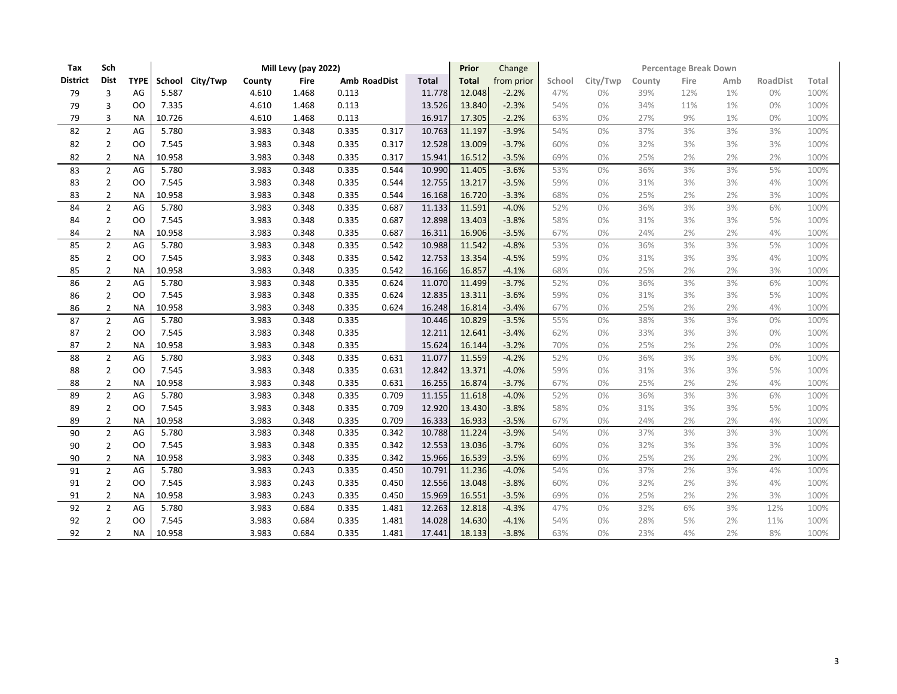| Tax | Sch | | Mill Levy (pay 2022) | | | | | | | Prior | Change | Percentage Break Down | | | | | | |
|---|---|---|---|---|---|---|---|---|---|---|---|---|---|---|---|---|---|---|
| District | Dist | TYPE | School | City/Twp | County | Fire | Amb | RoadDist | Total | Total | from prior | School | City/Twp | County | Fire | Amb | RoadDist | Total |
| 79 | 3 | AG | 5.587 | | 4.610 | 1.468 | 0.113 | | 11.778 | 12.048 | -2.2% | 47% | 0% | 39% | 12% | 1% | 0% | 100% |
| 79 | 3 | OO | 7.335 | | 4.610 | 1.468 | 0.113 | | 13.526 | 13.840 | -2.3% | 54% | 0% | 34% | 11% | 1% | 0% | 100% |
| 79 | 3 | NA | 10.726 | | 4.610 | 1.468 | 0.113 | | 16.917 | 17.305 | -2.2% | 63% | 0% | 27% | 9% | 1% | 0% | 100% |
| 82 | 2 | AG | 5.780 | | 3.983 | 0.348 | 0.335 | 0.317 | 10.763 | 11.197 | -3.9% | 54% | 0% | 37% | 3% | 3% | 3% | 100% |
| 82 | 2 | OO | 7.545 | | 3.983 | 0.348 | 0.335 | 0.317 | 12.528 | 13.009 | -3.7% | 60% | 0% | 32% | 3% | 3% | 3% | 100% |
| 82 | 2 | NA | 10.958 | | 3.983 | 0.348 | 0.335 | 0.317 | 15.941 | 16.512 | -3.5% | 69% | 0% | 25% | 2% | 2% | 2% | 100% |
| 83 | 2 | AG | 5.780 | | 3.983 | 0.348 | 0.335 | 0.544 | 10.990 | 11.405 | -3.6% | 53% | 0% | 36% | 3% | 3% | 5% | 100% |
| 83 | 2 | OO | 7.545 | | 3.983 | 0.348 | 0.335 | 0.544 | 12.755 | 13.217 | -3.5% | 59% | 0% | 31% | 3% | 3% | 4% | 100% |
| 83 | 2 | NA | 10.958 | | 3.983 | 0.348 | 0.335 | 0.544 | 16.168 | 16.720 | -3.3% | 68% | 0% | 25% | 2% | 2% | 3% | 100% |
| 84 | 2 | AG | 5.780 | | 3.983 | 0.348 | 0.335 | 0.687 | 11.133 | 11.591 | -4.0% | 52% | 0% | 36% | 3% | 3% | 6% | 100% |
| 84 | 2 | OO | 7.545 | | 3.983 | 0.348 | 0.335 | 0.687 | 12.898 | 13.403 | -3.8% | 58% | 0% | 31% | 3% | 3% | 5% | 100% |
| 84 | 2 | NA | 10.958 | | 3.983 | 0.348 | 0.335 | 0.687 | 16.311 | 16.906 | -3.5% | 67% | 0% | 24% | 2% | 2% | 4% | 100% |
| 85 | 2 | AG | 5.780 | | 3.983 | 0.348 | 0.335 | 0.542 | 10.988 | 11.542 | -4.8% | 53% | 0% | 36% | 3% | 3% | 5% | 100% |
| 85 | 2 | OO | 7.545 | | 3.983 | 0.348 | 0.335 | 0.542 | 12.753 | 13.354 | -4.5% | 59% | 0% | 31% | 3% | 3% | 4% | 100% |
| 85 | 2 | NA | 10.958 | | 3.983 | 0.348 | 0.335 | 0.542 | 16.166 | 16.857 | -4.1% | 68% | 0% | 25% | 2% | 2% | 3% | 100% |
| 86 | 2 | AG | 5.780 | | 3.983 | 0.348 | 0.335 | 0.624 | 11.070 | 11.499 | -3.7% | 52% | 0% | 36% | 3% | 3% | 6% | 100% |
| 86 | 2 | OO | 7.545 | | 3.983 | 0.348 | 0.335 | 0.624 | 12.835 | 13.311 | -3.6% | 59% | 0% | 31% | 3% | 3% | 5% | 100% |
| 86 | 2 | NA | 10.958 | | 3.983 | 0.348 | 0.335 | 0.624 | 16.248 | 16.814 | -3.4% | 67% | 0% | 25% | 2% | 2% | 4% | 100% |
| 87 | 2 | AG | 5.780 | | 3.983 | 0.348 | 0.335 | | 10.446 | 10.829 | -3.5% | 55% | 0% | 38% | 3% | 3% | 0% | 100% |
| 87 | 2 | OO | 7.545 | | 3.983 | 0.348 | 0.335 | | 12.211 | 12.641 | -3.4% | 62% | 0% | 33% | 3% | 3% | 0% | 100% |
| 87 | 2 | NA | 10.958 | | 3.983 | 0.348 | 0.335 | | 15.624 | 16.144 | -3.2% | 70% | 0% | 25% | 2% | 2% | 0% | 100% |
| 88 | 2 | AG | 5.780 | | 3.983 | 0.348 | 0.335 | 0.631 | 11.077 | 11.559 | -4.2% | 52% | 0% | 36% | 3% | 3% | 6% | 100% |
| 88 | 2 | OO | 7.545 | | 3.983 | 0.348 | 0.335 | 0.631 | 12.842 | 13.371 | -4.0% | 59% | 0% | 31% | 3% | 3% | 5% | 100% |
| 88 | 2 | NA | 10.958 | | 3.983 | 0.348 | 0.335 | 0.631 | 16.255 | 16.874 | -3.7% | 67% | 0% | 25% | 2% | 2% | 4% | 100% |
| 89 | 2 | AG | 5.780 | | 3.983 | 0.348 | 0.335 | 0.709 | 11.155 | 11.618 | -4.0% | 52% | 0% | 36% | 3% | 3% | 6% | 100% |
| 89 | 2 | OO | 7.545 | | 3.983 | 0.348 | 0.335 | 0.709 | 12.920 | 13.430 | -3.8% | 58% | 0% | 31% | 3% | 3% | 5% | 100% |
| 89 | 2 | NA | 10.958 | | 3.983 | 0.348 | 0.335 | 0.709 | 16.333 | 16.933 | -3.5% | 67% | 0% | 24% | 2% | 2% | 4% | 100% |
| 90 | 2 | AG | 5.780 | | 3.983 | 0.348 | 0.335 | 0.342 | 10.788 | 11.224 | -3.9% | 54% | 0% | 37% | 3% | 3% | 3% | 100% |
| 90 | 2 | OO | 7.545 | | 3.983 | 0.348 | 0.335 | 0.342 | 12.553 | 13.036 | -3.7% | 60% | 0% | 32% | 3% | 3% | 3% | 100% |
| 90 | 2 | NA | 10.958 | | 3.983 | 0.348 | 0.335 | 0.342 | 15.966 | 16.539 | -3.5% | 69% | 0% | 25% | 2% | 2% | 2% | 100% |
| 91 | 2 | AG | 5.780 | | 3.983 | 0.243 | 0.335 | 0.450 | 10.791 | 11.236 | -4.0% | 54% | 0% | 37% | 2% | 3% | 4% | 100% |
| 91 | 2 | OO | 7.545 | | 3.983 | 0.243 | 0.335 | 0.450 | 12.556 | 13.048 | -3.8% | 60% | 0% | 32% | 2% | 3% | 4% | 100% |
| 91 | 2 | NA | 10.958 | | 3.983 | 0.243 | 0.335 | 0.450 | 15.969 | 16.551 | -3.5% | 69% | 0% | 25% | 2% | 2% | 3% | 100% |
| 92 | 2 | AG | 5.780 | | 3.983 | 0.684 | 0.335 | 1.481 | 12.263 | 12.818 | -4.3% | 47% | 0% | 32% | 6% | 3% | 12% | 100% |
| 92 | 2 | OO | 7.545 | | 3.983 | 0.684 | 0.335 | 1.481 | 14.028 | 14.630 | -4.1% | 54% | 0% | 28% | 5% | 2% | 11% | 100% |
| 92 | 2 | NA | 10.958 | | 3.983 | 0.684 | 0.335 | 1.481 | 17.441 | 18.133 | -3.8% | 63% | 0% | 23% | 4% | 2% | 8% | 100% |